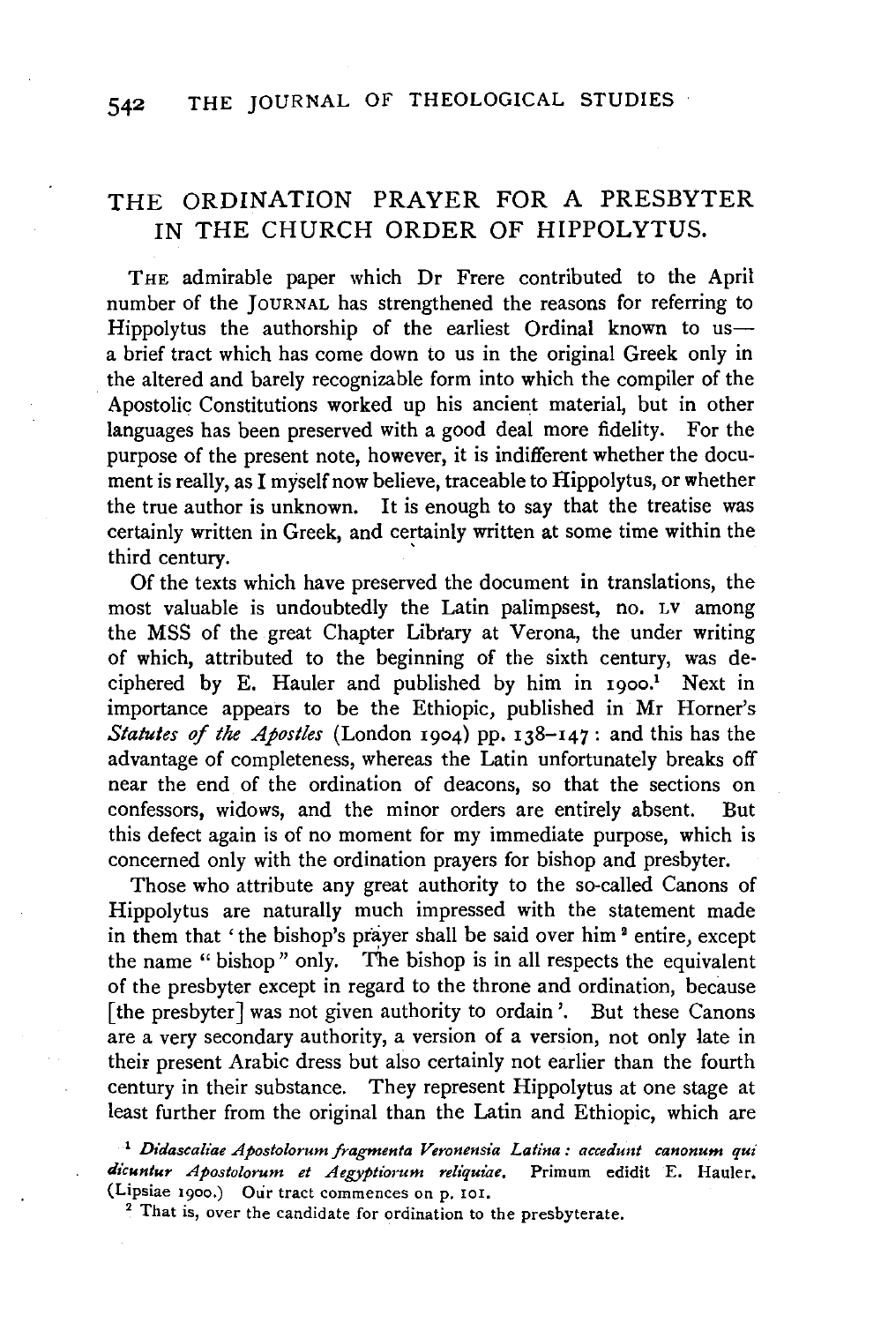# THE ORDINATION PRAYER FOR A PRESBYTER IN THE CHURCH ORDER OF HIPPOLYTUS.

THE admirable paper which Dr Frere contributed to the April number of the JOURNAL has strengthened the reasons for referring to Hippolytus the authorship of the earliest Ordinal known to us— a brief tract which has come down to us in the original Greek only in the altered and barely recognizable form into which the compiler of the Apostolic Constitutions worked up his ancient material, but in other languages has been preserved with a good deal more fidelity. For the purpose of the present note, however, it is indifferent whether the document is really, as I myself now believe, traceable to Hippolytus, or whether the true author is unknown. It is enough to say that the treatise was certainly written in Greek, and certainly written at some time within the third century.

Of the texts which have preserved the document in translations, the most valuable is undoubtedly the Latin palimpsest, no. LV among the MSS of the great Chapter Library at Verona, the under writing of which, attributed to the beginning of the sixth century, was deciphered by E. Hauler and published by him in 1900.[1] Next in importance appears to be the Ethiopic, published in Mr Horner's *Statutes of the Apostles* (London 1904) pp. 138–147: and this has the advantage of completeness, whereas the Latin unfortunately breaks off near the end of the ordination of deacons, so that the sections on confessors, widows, and the minor orders are entirely absent. But this defect again is of no moment for my immediate purpose, which is concerned only with the ordination prayers for bishop and presbyter.

Those who attribute any great authority to the so-called Canons of Hippolytus are naturally much impressed with the statement made in them that 'the bishop's prayer shall be said over him[2] entire, except the name "bishop" only. The bishop is in all respects the equivalent of the presbyter except in regard to the throne and ordination, because [the presbyter] was not given authority to ordain'. But these Canons are a very secondary authority, a version of a version, not only late in their present Arabic dress but also certainly not earlier than the fourth century in their substance. They represent Hippolytus at one stage at least further from the original than the Latin and Ethiopic, which are

[1] *Didascaliae Apostolorum fragmenta Veronensia Latina: accedunt canonum qui dicuntur Apostolorum et Aegyptiorum reliquiae.* Primum edidit E. Hauler. (Lipsiae 1900.) Our tract commences on p. 101.

[2] That is, over the candidate for ordination to the presbyterate.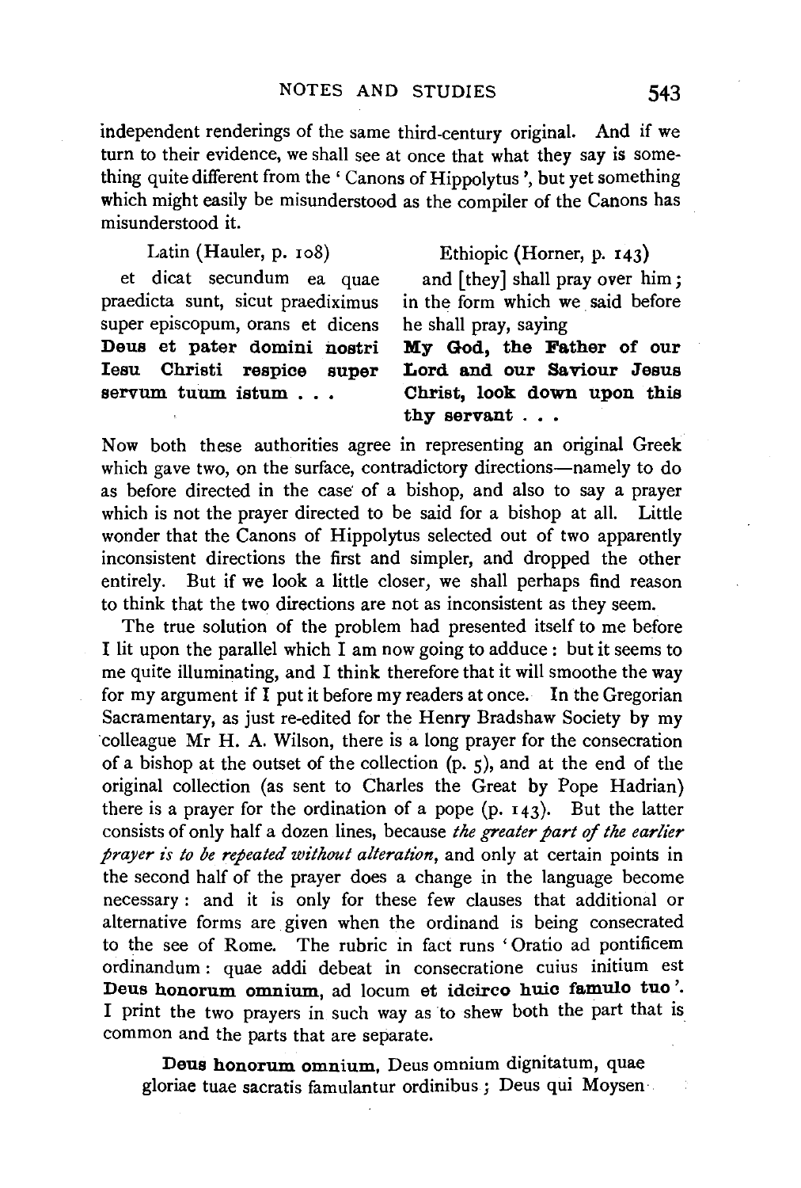independent renderings of the same third-century original. And if we turn to their evidence, we shall see at once that what they say is something quite different from the 'Canons of Hippolytus', but yet something which might easily be misunderstood as the compiler of the Canons has misunderstood it.

| Latin (Hauler, p. 108) | Ethiopic (Horner, p. 143) |
|---|---|
| et dicat secundum ea quae praedicta sunt, sicut praediximus super episcopum, orans et dicens **Deus et pater domini nostri Iesu Christi respice super servum tuum istum . . .** | and [they] shall pray over him; in the form which we said before he shall pray, saying **My God, the Father of our Lord and our Saviour Jesus Christ, look down upon this thy servant . . .** |

Now both these authorities agree in representing an original Greek which gave two, on the surface, contradictory directions—namely to do as before directed in the case of a bishop, and also to say a prayer which is not the prayer directed to be said for a bishop at all. Little wonder that the Canons of Hippolytus selected out of two apparently inconsistent directions the first and simpler, and dropped the other entirely. But if we look a little closer, we shall perhaps find reason to think that the two directions are not as inconsistent as they seem.

The true solution of the problem had presented itself to me before I lit upon the parallel which I am now going to adduce: but it seems to me quite illuminating, and I think therefore that it will smoothe the way for my argument if I put it before my readers at once. In the Gregorian Sacramentary, as just re-edited for the Henry Bradshaw Society by my colleague Mr H. A. Wilson, there is a long prayer for the consecration of a bishop at the outset of the collection (p. 5), and at the end of the original collection (as sent to Charles the Great by Pope Hadrian) there is a prayer for the ordination of a pope (p. 143). But the latter consists of only half a dozen lines, because *the greater part of the earlier prayer is to be repeated without alteration*, and only at certain points in the second half of the prayer does a change in the language become necessary: and it is only for these few clauses that additional or alternative forms are given when the ordinand is being consecrated to the see of Rome. The rubric in fact runs 'Oratio ad pontificem ordinandum: quae addi debeat in consecratione cuius initium est **Deus honorum omnium**, ad locum **et idcirco huic famulo tuo**'. I print the two prayers in such way as to shew both the part that is common and the parts that are separate.

**Deus honorum omnium**, Deus omnium dignitatum, quae gloriae tuae sacratis famulantur ordinibus; Deus qui Moysen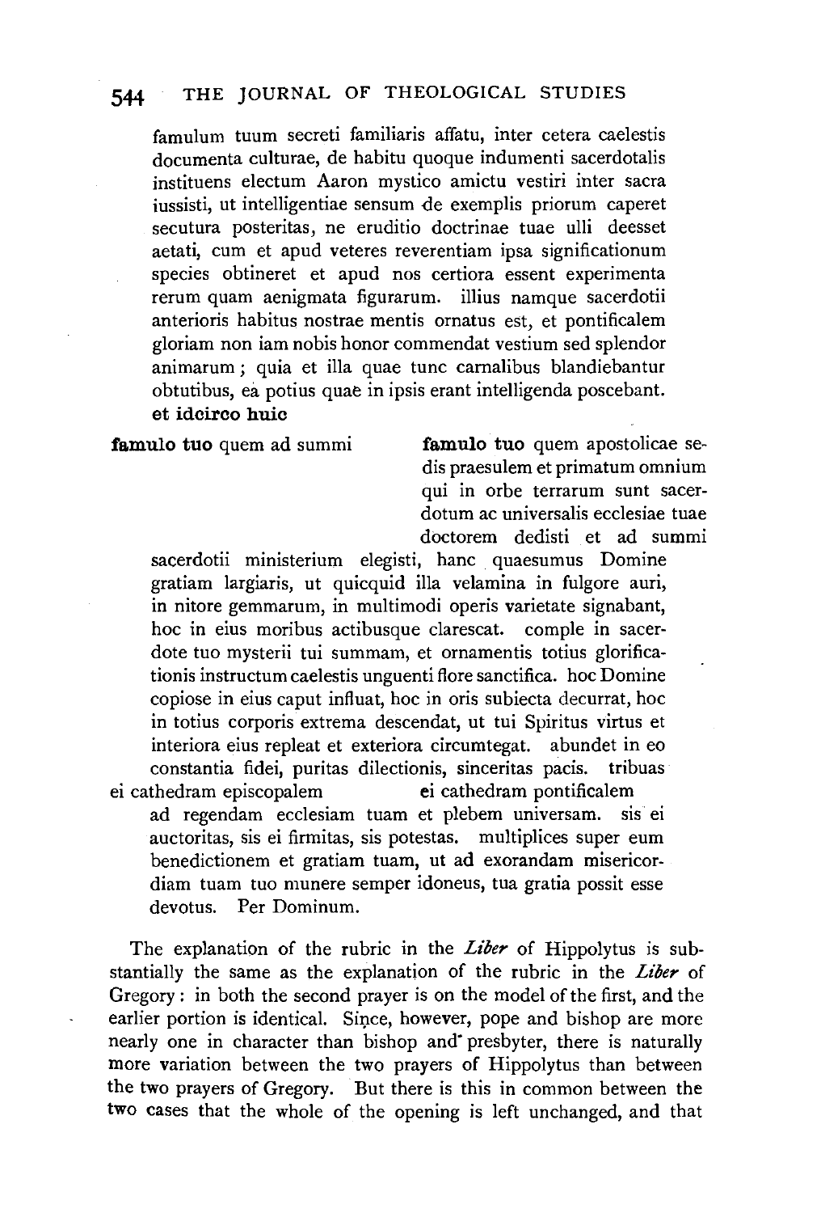famulum tuum secreti familiaris affatu, inter cetera caelestis documenta culturae, de habitu quoque indumenti sacerdotalis instituens electum Aaron mystico amictu vestiri inter sacra iussisti, ut intelligentiae sensum de exemplis priorum caperet secutura posteritas, ne eruditio doctrinae tuae ulli deesset aetati, cum et apud veteres reverentiam ipsa significationum species obtineret et apud nos certiora essent experimenta rerum quam aenigmata figurarum. illius namque sacerdotii anterioris habitus nostrae mentis ornatus est, et pontificalem gloriam non iam nobis honor commendat vestium sed splendor animarum ; quia et illa quae tunc carnalibus blandiebantur obtutibus, ea potius quae in ipsis erant intelligenda poscebant. **et idcirco huic**

| | |
|---|---|
| **famulo tuo** quem ad summi | **famulo tuo** quem apostolicae sedis praesulem et primatum omnium qui in orbe terrarum sunt sacerdotum ac universalis ecclesiae tuae doctorem dedisti et ad summi |

sacerdotii ministerium elegisti, hanc quaesumus Domine gratiam largiaris, ut quicquid illa velamina in fulgore auri, in nitore gemmarum, in multimodi operis varietate signabant, hoc in eius moribus actibusque clarescat. comple in sacerdote tuo mysterii tui summam, et ornamentis totius glorificationis instructum caelestis unguenti flore sanctifica. hoc Domine copiose in eius caput influat, hoc in oris subiecta decurrat, hoc in totius corporis extrema descendat, ut tui Spiritus virtus et interiora eius repleat et exteriora circumtegat. abundet in eo constantia fidei, puritas dilectionis, sinceritas pacis. tribuas

| | |
|---|---|
| ei cathedram episcopalem | **ei** cathedram pontificalem |

ad regendam ecclesiam tuam et plebem universam. sis ei auctoritas, sis ei firmitas, sis potestas. multiplices super eum benedictionem et gratiam tuam, ut ad exorandam misericordiam tuam tuo munere semper idoneus, tua gratia possit esse devotus. Per Dominum.

The explanation of the rubric in the *Liber* of Hippolytus is substantially the same as the explanation of the rubric in the *Liber* of Gregory: in both the second prayer is on the model of the first, and the earlier portion is identical. Since, however, pope and bishop are more nearly one in character than bishop and presbyter, there is naturally more variation between the two prayers of Hippolytus than between the two prayers of Gregory. But there is this in common between the two cases that the whole of the opening is left unchanged, and that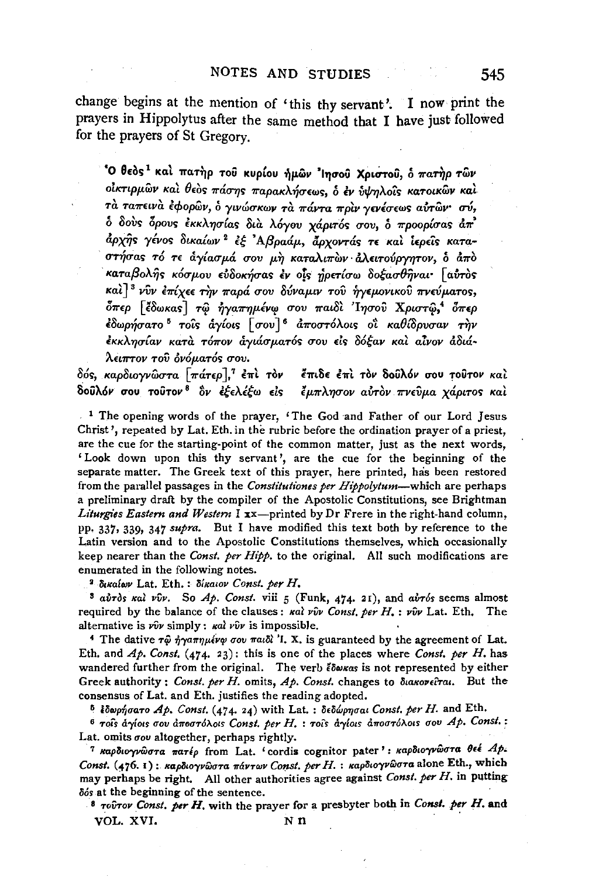change begins at the mention of 'this thy servant'. I now print the prayers in Hippolytus after the same method that I have just followed for the prayers of St Gregory.

**Ὁ θεὸς**[1] **καὶ πατὴρ τοῦ κυρίου ἡμῶν Ἰησοῦ Χριστοῦ**, *ὁ πατὴρ τῶν οἰκτιρμῶν καὶ θεὸς πάσης παρακλήσεως, ὁ ἐν ὑψηλοῖς κατοικῶν καὶ τὰ ταπεινὰ ἐφορῶν, ὁ γινώσκων τὰ πάντα πρὶν γενέσεως αὐτῶν· σύ, ὁ δοὺς ὅρους ἐκκλησίας διὰ λόγου χάριτός σου, ὁ προορίσας ἀπ' ἀρχῆς γένος δικαίων*[2] *ἐξ Ἀβραάμ, ἄρχοντάς τε καὶ ἱερεῖς καταστήσας τό τε ἁγίασμά σου μὴ καταλιπὼν ἀλειτούργητον, ὁ ἀπὸ καταβολῆς κόσμου εὐδοκήσας ἐν οἷς ἡρετίσω δοξασθῆναι·* [*αὐτὸς καὶ*][3] *νῦν ἐπίχεε τὴν παρά σου δύναμιν τοῦ ἡγεμονικοῦ πνεύματος, ὅπερ* [*ἔδωκας*] *τῷ ἠγαπημένῳ σου παιδὶ Ἰησοῦ Χριστῷ,*[4] *ὅπερ ἐδωρήσατο*[5] *τοῖς ἁγίοις* [*σου*][6] *ἀποστόλοις οἳ καθίδρυσαν τὴν ἐκκλησίαν κατὰ τόπον ἁγιάσματός σου εἰς δόξαν καὶ αἶνον ἀδιάλειπτον τοῦ ὀνόματός σου.*

*δός, καρδιογνῶστα* [*πάτερ*],[7] *ἐπὶ τὸν δοῦλόν σου τοῦτον*[8] *ὃν ἐξελέξω εἰς*

*ἔπιδε ἐπὶ τὸν δοῦλόν σου τοῦτον καὶ ἔμπλησον αὐτὸν πνεῦμα χάριτος καὶ*

---

[1] The opening words of the prayer, 'The God and Father of our Lord Jesus Christ', repeated by Lat. Eth. in the rubric before the ordination prayer of a priest, are the cue for the starting-point of the common matter, just as the next words, 'Look down upon this thy servant', are the cue for the beginning of the separate matter. The Greek text of this prayer, here printed, has been restored from the parallel passages in the *Constitutiones per Hippolytum*—which are perhaps a preliminary draft by the compiler of the Apostolic Constitutions, see Brightman *Liturgies Eastern and Western* I xx—printed by Dr Frere in the right-hand column, pp. 337, 339, 347 *supra*. But I have modified this text both by reference to the Latin version and to the Apostolic Constitutions themselves, which occasionally keep nearer than the *Const. per Hipp.* to the original. All such modifications are enumerated in the following notes.

[2] *δικαίων* Lat. Eth. : *δίκαιον Const. per H.*

[3] *αὐτὸς καὶ νῦν*. So *Ap. Const.* viii 5 (Funk, 474. 21), and *αὐτός* seems almost required by the balance of the clauses : *καὶ νῦν Const. per H.* : *νῦν* Lat. Eth. The alternative is *νῦν* simply : *καὶ νῦν* is impossible.

[4] The dative *τῷ ἠγαπημένῳ σου παιδὶ* Ἰ. Χ. is guaranteed by the agreement of Lat. Eth. and *Ap. Const.* (474. 23): this is one of the places where *Const. per H.* has wandered further from the original. The verb *ἔδωκας* is not represented by either Greek authority : *Const. per H.* omits, *Ap. Const.* changes to *διακονεῖται*. But the consensus of Lat. and Eth. justifies the reading adopted.

[5] *ἐδωρήσατο Ap. Const.* (474. 24) with Lat. : *δεδώρηται Const. per H.* and Eth.

[6] *τοῖς ἁγίοις σου ἀποστόλοις Const. per H.* : *τοῖς ἁγίοις ἀποστόλοις σου Ap. Const.* : Lat. omits *σου* altogether, perhaps rightly.

[7] *καρδιογνῶστα πατέρ* from Lat. 'cordis cognitor pater' : *καρδιογνῶστα θεέ Ap. Const.* (476. 1) : *καρδιογνῶστα πάντων Const. per H.* : *καρδιογνῶστα* alone Eth., which may perhaps be right. All other authorities agree against *Const. per H.* in putting *δός* at the beginning of the sentence.

[8] *τοῦτον Const. per H.* with the prayer for a presbyter both in *Const. per H.* and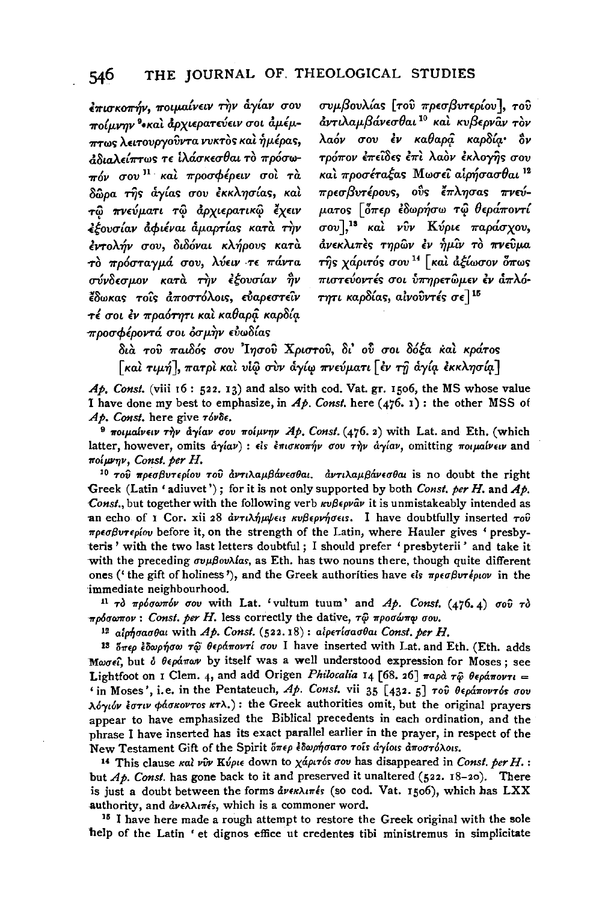ἐπισκοπήν, ποιμαίνειν τὴν ἁγίαν σου ποίμνην [9] καὶ ἀρχιερατεύειν σοι ἀμέμπτως λειτουργοῦντα νυκτὸς καὶ ἡμέρας, ἀδιαλείπτως τε ἱλάσκεσθαι τὸ πρόσωπόν σου [11] καὶ προσφέρειν σοὶ τὰ δῶρα τῆς ἁγίας σου ἐκκλησίας, καὶ τῷ πνεύματι τῷ ἀρχιερατικῷ ἔχειν ἐξουσίαν ἀφιέναι ἁμαρτίας κατὰ τὴν ἐντολήν σου, διδόναι κλήρους κατὰ τὸ πρόσταγμά σου, λύειν τε πάντα σύνδεσμον κατὰ τὴν ἐξουσίαν ἣν ἔδωκας τοῖς ἀποστόλοις, εὐαρεστεῖν τέ σοι ἐν πραότητι καὶ καθαρᾷ καρδίᾳ προσφέροντά σοι ὀσμὴν εὐωδίας

συμβουλίας [τοῦ πρεσβυτερίου], τοῦ ἀντιλαμβάνεσθαι [10] καὶ κυβερνᾶν τὸν λαόν σου ἐν καθαρᾷ καρδίᾳ· ὃν τρόπον ἐπεῖδες ἐπὶ λαὸν ἐκλογῆς σου καὶ προσέταξας Μωσεῖ αἱρήσασθαι [12] πρεσβυτέρους, οὓς ἔπλησας πνεύματος [ὅπερ ἐδωρήσω τῷ θεράποντί σου], [13] καὶ νῦν Κύριε παράσχου, ἀνεκλιπὲς τηρῶν ἐν ἡμῖν τὸ πνεῦμα τῆς χάριτός σου [14] [καὶ ἀξίωσον ὅπως πιστεύοντές σοι ὑπηρετῶμεν ἐν ἁπλότητι καρδίας, αἰνοῦντές σε] [15]

διὰ τοῦ παιδός σου Ἰησοῦ Χριστοῦ, δι' οὗ σοι δόξα καὶ κράτος [καὶ τιμή], πατρὶ καὶ υἱῷ σὺν ἁγίῳ πνεύματι [ἐν τῇ ἁγίᾳ ἐκκλησίᾳ]

*Ap. Const.* (viii 16 : 522. 13) and also with cod. Vat. gr. 1506, the MS whose value I have done my best to emphasize, in *Ap. Const.* here (476. 1): the other MSS of *Ap. Const.* here give τόνδε.

[9] ποιμαίνειν τὴν ἁγίαν σου ποίμνην *Ap. Const.* (476. 2) with Lat. and Eth. (which latter, however, omits ἁγίαν): εἰς ἐπισκοπήν σου τὴν ἁγίαν, omitting ποιμαίνειν and ποίμνην, *Const. per H.*

[10] τοῦ πρεσβυτερίου τοῦ ἀντιλαμβάνεσθαι. ἀντιλαμβάνεσθαι is no doubt the right Greek (Latin 'adiuvet'); for it is not only supported by both *Const. per H.* and *Ap. Const.*, but together with the following verb κυβερνᾶν it is unmistakeably intended as an echo of 1 Cor. xii 28 ἀντιλήμψεις κυβερνήσεις. I have doubtfully inserted τοῦ πρεσβυτερίου before it, on the strength of the Latin, where Hauler gives 'presbyteris' with the two last letters doubtful; I should prefer 'presbyterii' and take it with the preceding συμβουλίας, as Eth. has two nouns there, though quite different ones ('the gift of holiness'), and the Greek authorities have εἰς πρεσβυτέριον in the immediate neighbourhood.

[11] τὸ πρόσωπόν σου with Lat. 'vultum tuum' and *Ap. Const.* (476. 4) σοῦ τὸ πρόσωπον: *Const. per H.* less correctly the dative, τῷ προσώπῳ σου.

[12] αἱρήσασθαι with *Ap. Const.* (522. 18): αἱρετίσασθαι *Const. per H.*

[13] ὅπερ ἐδωρήσω τῷ θεράποντί σου I have inserted with Lat. and Eth. (Eth. adds Μωσεῖ, but ὁ θεράπων by itself was a well understood expression for Moses; see Lightfoot on 1 Clem. 4, and add Origen *Philocalia* 14 [68. 26] παρὰ τῷ θεράποντι = 'in Moses', i.e. in the Pentateuch, *Ap. Const.* vii 35 [432. 5] τοῦ θεράποντός σου λόγιόν ἐστιν φάσκοντος κτλ.): the Greek authorities omit, but the original prayers appear to have emphasized the Biblical precedents in each ordination, and the phrase I have inserted has its exact parallel earlier in the prayer, in respect of the New Testament Gift of the Spirit ὅπερ ἐδωρήσατο τοῖς ἁγίοις ἀποστόλοις.

[14] This clause καὶ νῦν Κύριε down to χάριτός σου has disappeared in *Const. per H.*: but *Ap. Const.* has gone back to it and preserved it unaltered (522. 18–20). There is just a doubt between the forms ἀνεκλιπές (so cod. Vat. 1506), which has LXX authority, and ἀνελλιπές, which is a commoner word.

[15] I have here made a rough attempt to restore the Greek original with the sole help of the Latin 'et dignos effice ut credentes tibi ministremus in simplicitate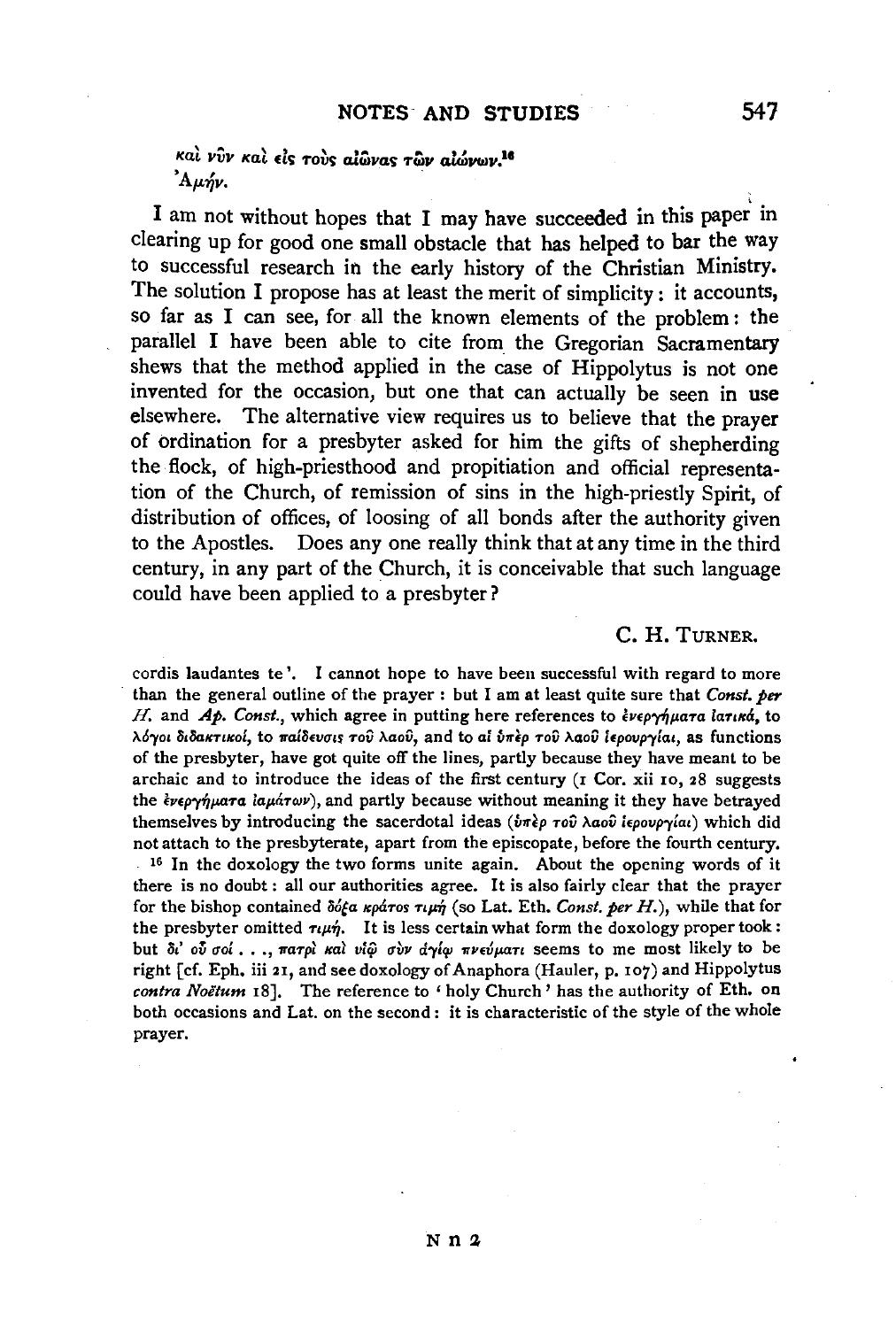καὶ νῦν καὶ εἰς τοὺς αἰῶνας τῶν αἰώνων.[16]
Ἀμήν.

I am not without hopes that I may have succeeded in this paper in clearing up for good one small obstacle that has helped to bar the way to successful research in the early history of the Christian Ministry. The solution I propose has at least the merit of simplicity: it accounts, so far as I can see, for all the known elements of the problem: the parallel I have been able to cite from the Gregorian Sacramentary shews that the method applied in the case of Hippolytus is not one invented for the occasion, but one that can actually be seen in use elsewhere. The alternative view requires us to believe that the prayer of ordination for a presbyter asked for him the gifts of shepherding the flock, of high-priesthood and propitiation and official representation of the Church, of remission of sins in the high-priestly Spirit, of distribution of offices, of loosing of all bonds after the authority given to the Apostles. Does any one really think that at any time in the third century, in any part of the Church, it is conceivable that such language could have been applied to a presbyter?

C. H. TURNER.

cordis laudantes te'. I cannot hope to have been successful with regard to more than the general outline of the prayer: but I am at least quite sure that *Const. per H.* and *Ap. Const.*, which agree in putting here references to ἐνεργήματα ἰατικά, to λόγοι διδακτικοί, to παίδευσις τοῦ λαοῦ, and to αἱ ὑπὲρ τοῦ λαοῦ ἱερουργίαι, as functions of the presbyter, have got quite off the lines, partly because they have meant to be archaic and to introduce the ideas of the first century (1 Cor. xii 10, 28 suggests the ἐνεργήματα ἰαμάτων), and partly because without meaning it they have betrayed themselves by introducing the sacerdotal ideas (ὑπὲρ τοῦ λαοῦ ἱερουργίαι) which did not attach to the presbyterate, apart from the episcopate, before the fourth century.

[16] In the doxology the two forms unite again. About the opening words of it there is no doubt: all our authorities agree. It is also fairly clear that the prayer for the bishop contained δόξα κράτος τιμή (so Lat. Eth. *Const. per H.*), while that for the presbyter omitted τιμή. It is less certain what form the doxology proper took: but δι' οὗ σοί . . ., πατρὶ καὶ υἱῷ σὺν ἁγίῳ πνεύματι seems to me most likely to be right [cf. Eph. iii 21, and see doxology of Anaphora (Hauler, p. 107) and Hippolytus *contra Noëtum* 18]. The reference to 'holy Church' has the authority of Eth. on both occasions and Lat. on the second: it is characteristic of the style of the whole prayer.